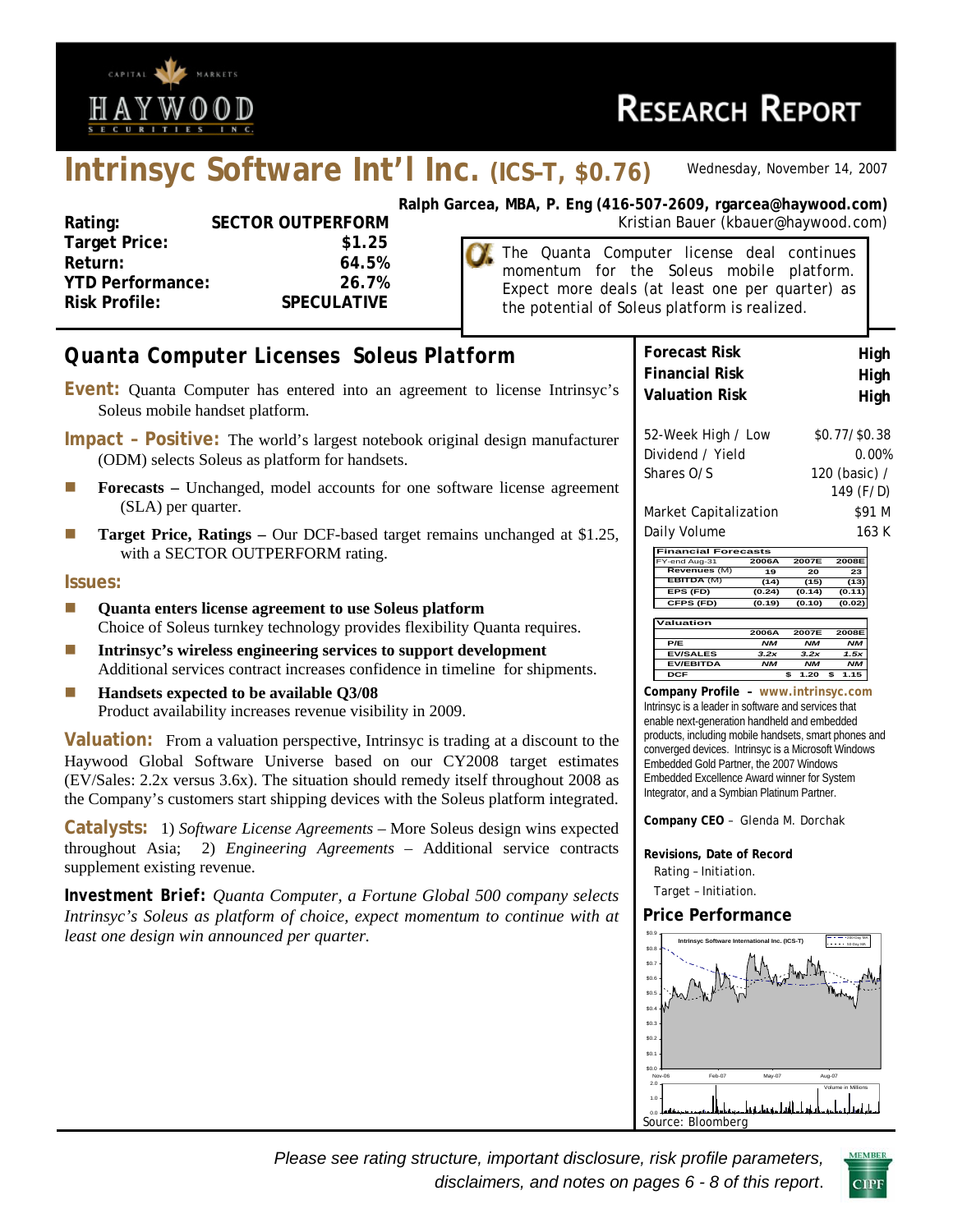# Intrinsyc Software Int'l Inc. (ICS–T, $0.76)

Wednesday, November 14, 2007

**Ralph Garcea, MBA, P. Eng (416-507-2609, rgarcea@haywood.com)**
Kristian Bauer (kbauer@haywood.com)

| | |
|---|---|
| **Rating:** | **SECTOR OUTPERFORM** |
| **Target Price:** | **$1.25** |
| **Return:** | **64.5%** |
| **YTD Performance:** | **26.7%** |
| **Risk Profile:** | **SPECULATIVE** |

The Quanta Computer license deal continues momentum for the Soleus mobile platform. Expect more deals (at least one per quarter) as the potential of Soleus platform is realized.

## Quanta Computer Licenses Soleus Platform

**Event:** Quanta Computer has entered into an agreement to license Intrinsyc's Soleus mobile handset platform.

**Impact – Positive:** The world's largest notebook original design manufacturer (ODM) selects Soleus as platform for handsets.

- **Forecasts –** Unchanged, model accounts for one software license agreement (SLA) per quarter.
- **Target Price, Ratings –** Our DCF-based target remains unchanged at $1.25, with a SECTOR OUTPERFORM rating.

**Issues:**

- **Quanta enters license agreement to use Soleus platform**
  Choice of Soleus turnkey technology provides flexibility Quanta requires.
- **Intrinsyc's wireless engineering services to support development**
  Additional services contract increases confidence in timeline for shipments.
- **Handsets expected to be available Q3/08**
  Product availability increases revenue visibility in 2009.

**Valuation:** From a valuation perspective, Intrinsyc is trading at a discount to the Haywood Global Software Universe based on our CY2008 target estimates (EV/Sales: 2.2x versus 3.6x). The situation should remedy itself throughout 2008 as the Company's customers start shipping devices with the Soleus platform integrated.

**Catalysts:** 1) *Software License Agreements* – More Soleus design wins expected throughout Asia; 2) *Engineering Agreements* – Additional service contracts supplement existing revenue.

**Investment Brief:** *Quanta Computer, a Fortune Global 500 company selects Intrinsyc's Soleus as platform of choice, expect momentum to continue with at least one design win announced per quarter.*

| | |
|---|---|
| **Forecast Risk** | **High** |
| **Financial Risk** | **High** |
| **Valuation Risk** | **High** |

| | |
|---|---|
| 52-Week High / Low | $0.77/ $0.38 |
| Dividend / Yield | 0.00% |
| Shares O/S | 120 (basic) / 149 (F/D) |
| Market Capitalization | $91 M |
| Daily Volume | 163 K |

| Financial Forecasts | | | |
|---|---|---|---|
| FY-end Aug-31 | 2006A | 2007E | 2008E |
| Revenues (M) | 19 | 20 | 23 |
| EBITDA (M) | (14) | (15) | (13) |
| EPS (FD) | (0.24) | (0.14) | (0.11) |
| CFPS (FD) | (0.19) | (0.10) | (0.02) |

| Valuation | | | |
|---|---|---|---|
| | 2006A | 2007E | 2008E |
| P/E | NM | NM | NM |
| EV/SALES | 3.2x | 3.2x | 1.5x |
| EV/EBITDA | NM | NM | NM |
| DCF | | $ 1.20 | $ 1.15 |

**Company Profile – www.intrinsyc.com**
Intrinsyc is a leader in software and services that enable next-generation handheld and embedded products, including mobile handsets, smart phones and converged devices. Intrinsyc is a Microsoft Windows Embedded Gold Partner, the 2007 Windows Embedded Excellence Award winner for System Integrator, and a Symbian Platinum Partner.

**Company CEO** – Glenda M. Dorchak

**Revisions, Date of Record**
Rating – Initiation.
Target – Initiation.

**Price Performance**

Source: Bloomberg

*Please see rating structure, important disclosure, risk profile parameters, disclaimers, and notes on pages 6 - 8 of this report.*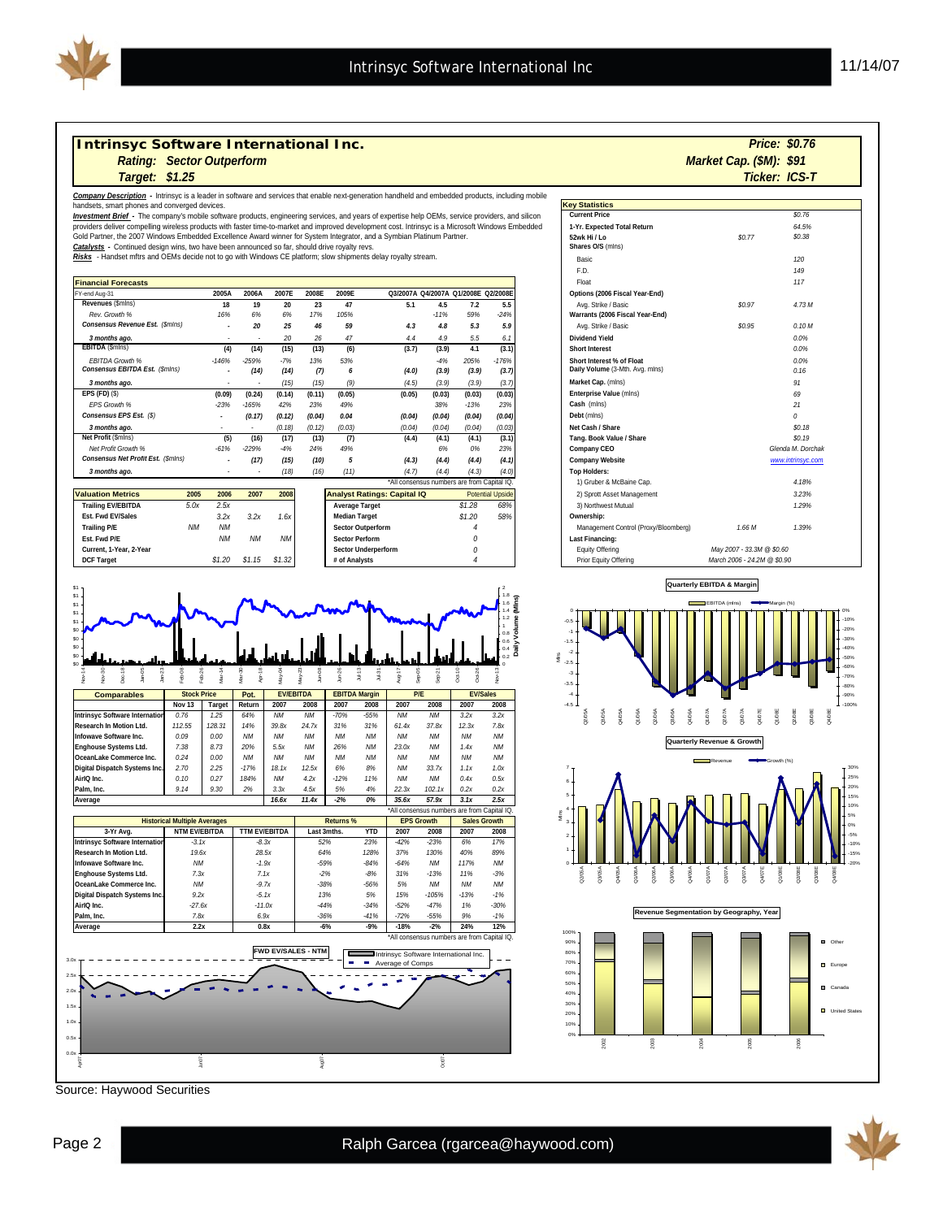# Intrinsyc Software International Inc.

**Price: $0.76**

***Rating: Sector Outperform***

***Market Cap. ($M): $91***

***Target: $1.25***

***Ticker: ICS-T***

**Company Description** - Intrinsyc is a leader in software and services that enable next-generation handheld and embedded products, including mobile handsets, smart phones and converged devices.

**Investment Brief** - The company's mobile software products, engineering services, and years of expertise help OEMs, service providers, and silicon providers deliver compelling wireless products with faster time-to-market and improved development cost. Intrinsyc is a Microsoft Windows Embedded Gold Partner, the 2007 Windows Embedded Excellence Award winner for System Integrator, and a Symbian Platinum Partner.

**Catalysts** - Continued design wins, two have been announced so far, should drive royalty revs.

**Risks** - Handset mftrs and OEMs decide not to go with Windows CE platform; slow shipments delay royalty stream.

## Financial Forecasts

| FY-end Aug-31 | 2005A | 2006A | 2007E | 2008E | 2009E | Q3/2007A | Q4/2007A | Q1/2008E | Q2/2008E |
|---|---|---|---|---|---|---|---|---|---|
| **Revenues** ($mlns) | 18 | 19 | 20 | 23 | 47 | 5.1 | 4.5 | 7.2 | 5.5 |
| *Rev. Growth %* | 16% | 6% | 6% | 17% | 105% | | -11% | 59% | -24% |
| *Consensus Revenue Est. ($mlns)* | - | 20 | 25 | 46 | 59 | 4.3 | 4.8 | 5.3 | 5.9 |
| *3 months ago.* | - | - | 20 | 26 | 47 | 4.4 | 4.9 | 5.5 | 6.1 |
| **EBITDA** ($mlns) | (4) | (14) | (15) | (13) | (6) | (3.7) | (3.9) | 4.1 | (3.1) |
| *EBITDA Growth %* | -146% | -259% | -7% | 13% | 53% | | -4% | 205% | -176% |
| *Consensus EBITDA Est. ($mlns)* | - | (14) | (14) | (7) | 6 | (4.0) | (3.9) | (3.9) | (3.7) |
| *3 months ago.* | - | - | (15) | (15) | (9) | (4.5) | (3.9) | (3.9) | (3.7) |
| **EPS (FD)** ($) | (0.09) | (0.24) | (0.14) | (0.11) | (0.05) | (0.05) | (0.03) | (0.03) | (0.03) |
| *EPS Growth %* | -23% | -165% | 42% | 23% | 49% | | 38% | -13% | 23% |
| *Consensus EPS Est. ($)* | - | (0.17) | (0.12) | (0.04) | 0.04 | (0.04) | (0.04) | (0.04) | (0.04) |
| *3 months ago.* | - | - | (0.18) | (0.12) | (0.03) | (0.04) | (0.04) | (0.04) | (0.03) |
| **Net Profit** ($mlns) | (5) | (16) | (17) | (13) | (7) | (4.4) | (4.1) | (4.1) | (3.1) |
| *Net Profit Growth %* | -61% | -229% | -4% | 24% | 49% | | 6% | 0% | 23% |
| *Consensus Net Profit Est. ($mlns)* | - | (17) | (15) | (10) | 5 | (4.3) | (4.4) | (4.4) | (4.1) |
| *3 months ago.* | - | - | (18) | (16) | (11) | (4.7) | (4.4) | (4.3) | (4.0) |

*All consensus numbers are from Capital IQ.

## Valuation Metrics

| | 2005 | 2006 | 2007 | 2008 |
|---|---|---|---|---|
| **Trailing EV/EBITDA** | 5.0x | 2.5x | | |
| **Est. Fwd EV/Sales** | | 3.2x | 3.2x | 1.6x |
| **Trailing P/E** | NM | NM | | |
| **Est. Fwd P/E** | | NM | NM | NM |
| **Current, 1-Year, 2-Year** | | | | |
| **DCF Target** | | $1.20 | $1.15 | $1.32 |

## Analyst Ratings: Capital IQ

| | | Potential Upside |
|---|---|---|
| **Average Target** | $1.28 | 68% |
| **Median Target** | $1.20 | 58% |
| **Sector Outperform** | 4 | |
| **Sector Perform** | 0 | |
| **Sector Underperform** | 0 | |
| **# of Analysts** | 4 | |

## Key Statistics

| | | |
|---|---|---|
| **Current Price** | | $0.76 |
| **1-Yr. Expected Total Return** | | 64.5% |
| **52wk Hi / Lo** | $0.77 | $0.38 |
| **Shares O/S** (mlns) | | |
| Basic | | 120 |
| F.D. | | 149 |
| Float | | 117 |
| **Options (2006 Fiscal Year-End)** | | |
| Avg. Strike / Basic | $0.97 | 4.73 M |
| **Warrants (2006 Fiscal Year-End)** | | |
| Avg. Strike / Basic | $0.95 | 0.10 M |
| **Dividend Yield** | | 0.0% |
| **Short Interest** | | 0.0% |
| **Short Interest % of Float** | | 0.0% |
| **Daily Volume** (3-Mth. Avg. mlns) | | 0.16 |
| **Market Cap.** (mlns) | | 91 |
| **Enterprise Value** (mlns) | | 69 |
| **Cash** (mlns) | | 21 |
| **Debt** (mlns) | | 0 |
| **Net Cash / Share** | | $0.18 |
| **Tang. Book Value / Share** | | $0.19 |
| **Company CEO** | | Glenda M. Dorchak |
| **Company Website** | | www.intrinsyc.com |
| **Top Holders:** | | |
| 1) Gruber & McBaine Cap. | | 4.18% |
| 2) Sprott Asset Management | | 3.23% |
| 3) Northwest Mutual | | 1.29% |
| **Ownership:** | | |
| Management Control (Proxy/Bloomberg) | 1.66 M | 1.39% |
| **Last Financing:** | | |
| Equity Offering | May 2007 - 33.3M @ $0.60 | |
| Prior Equity Offering | March 2006 - 24.2M @ $0.90 | |

## Comparables

| Comparables | Stock Price Nov 13 | Stock Price Target | Pot. Return | EV/EBITDA 2007 | EV/EBITDA 2008 | EBITDA Margin 2007 | EBITDA Margin 2008 | P/E 2007 | P/E 2008 | EV/Sales 2007 | EV/Sales 2008 |
|---|---|---|---|---|---|---|---|---|---|---|---|
| **Intrinsyc Software International** | 0.76 | 1.25 | 64% | NM | NM | -70% | -55% | NM | NM | 3.2x | 3.2x |
| **Research In Motion Ltd.** | 112.55 | 128.31 | 14% | 39.8x | 24.7x | 31% | 31% | 61.4x | 37.8x | 12.3x | 7.8x |
| **Infowave Software Inc.** | 0.09 | 0.00 | NM | NM | NM | NM | NM | NM | NM | NM | NM |
| **Enghouse Systems Ltd.** | 7.38 | 8.73 | 20% | 5.5x | NM | 26% | NM | 23.0x | NM | 1.4x | NM |
| **OceanLake Commerce Inc.** | 0.24 | 0.00 | NM | NM | NM | NM | NM | NM | NM | NM | NM |
| **Digital Dispatch Systems Inc.** | 2.70 | 2.25 | -17% | 18.1x | 12.5x | 6% | 8% | NM | 33.7x | 1.1x | 1.0x |
| **AirIQ Inc.** | 0.10 | 0.27 | 184% | NM | 4.2x | -12% | 11% | NM | NM | 0.4x | 0.5x |
| **Palm, Inc.** | 9.14 | 9.30 | 2% | 3.3x | 4.5x | 5% | 4% | 22.3x | 102.1x | 0.2x | 0.2x |
| **Average** | | | | 16.6x | 11.4x | -2% | 0% | 35.6x | 57.9x | 3.1x | 2.5x |

*All consensus numbers are from Capital IQ.

| 3-Yr Avg. | Historical Multiple Averages: NTM EV/EBITDA | Historical Multiple Averages: TTM EV/EBITDA | Returns %: Last 3mths. | Returns %: YTD | EPS Growth 2007 | EPS Growth 2008 | Sales Growth 2007 | Sales Growth 2008 |
|---|---|---|---|---|---|---|---|---|
| **Intrinsyc Software International** | -3.1x | -8.3x | 52% | 23% | -42% | -23% | 6% | 17% |
| **Research In Motion Ltd.** | 19.6x | 28.5x | 64% | 128% | 37% | 130% | 40% | 89% |
| **Infowave Software Inc.** | NM | -1.9x | -59% | -84% | -64% | NM | 117% | NM |
| **Enghouse Systems Ltd.** | 7.3x | 7.1x | -2% | -8% | 31% | -13% | 11% | -3% |
| **OceanLake Commerce Inc.** | NM | -9.7x | -38% | -56% | 5% | NM | NM | NM |
| **Digital Dispatch Systems Inc.** | 9.2x | -5.1x | 13% | 5% | 15% | -105% | -13% | -1% |
| **AirIQ Inc.** | -27.6x | -11.0x | -44% | -34% | -52% | -47% | 1% | -30% |
| **Palm, Inc.** | 7.8x | 6.9x | -36% | -41% | -72% | -55% | 9% | -1% |
| **Average** | 2.2x | 0.8x | -6% | -9% | -18% | -2% | 24% | 12% |

*All consensus numbers are from Capital IQ.

FWD EV/SALES - NTM

Quarterly EBITDA & Margin

Quarterly Revenue & Growth

Revenue Segmentation by Geography, Year

Source: Haywood Securities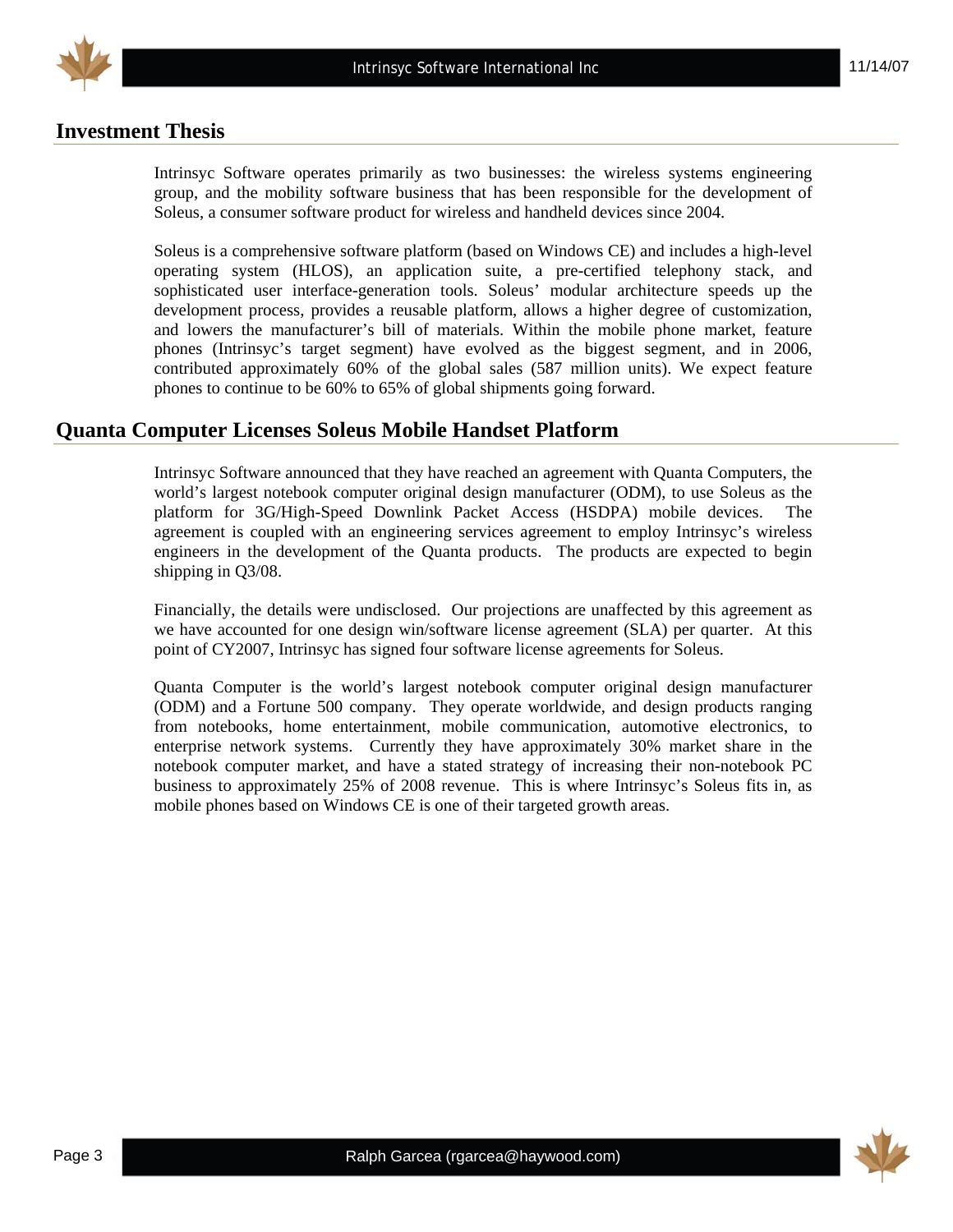## Investment Thesis

Intrinsyc Software operates primarily as two businesses: the wireless systems engineering group, and the mobility software business that has been responsible for the development of Soleus, a consumer software product for wireless and handheld devices since 2004.

Soleus is a comprehensive software platform (based on Windows CE) and includes a high-level operating system (HLOS), an application suite, a pre-certified telephony stack, and sophisticated user interface-generation tools. Soleus' modular architecture speeds up the development process, provides a reusable platform, allows a higher degree of customization, and lowers the manufacturer's bill of materials. Within the mobile phone market, feature phones (Intrinsyc's target segment) have evolved as the biggest segment, and in 2006, contributed approximately 60% of the global sales (587 million units). We expect feature phones to continue to be 60% to 65% of global shipments going forward.

## Quanta Computer Licenses Soleus Mobile Handset Platform

Intrinsyc Software announced that they have reached an agreement with Quanta Computers, the world's largest notebook computer original design manufacturer (ODM), to use Soleus as the platform for 3G/High-Speed Downlink Packet Access (HSDPA) mobile devices. The agreement is coupled with an engineering services agreement to employ Intrinsyc's wireless engineers in the development of the Quanta products. The products are expected to begin shipping in Q3/08.

Financially, the details were undisclosed. Our projections are unaffected by this agreement as we have accounted for one design win/software license agreement (SLA) per quarter. At this point of CY2007, Intrinsyc has signed four software license agreements for Soleus.

Quanta Computer is the world's largest notebook computer original design manufacturer (ODM) and a Fortune 500 company. They operate worldwide, and design products ranging from notebooks, home entertainment, mobile communication, automotive electronics, to enterprise network systems. Currently they have approximately 30% market share in the notebook computer market, and have a stated strategy of increasing their non-notebook PC business to approximately 25% of 2008 revenue. This is where Intrinsyc's Soleus fits in, as mobile phones based on Windows CE is one of their targeted growth areas.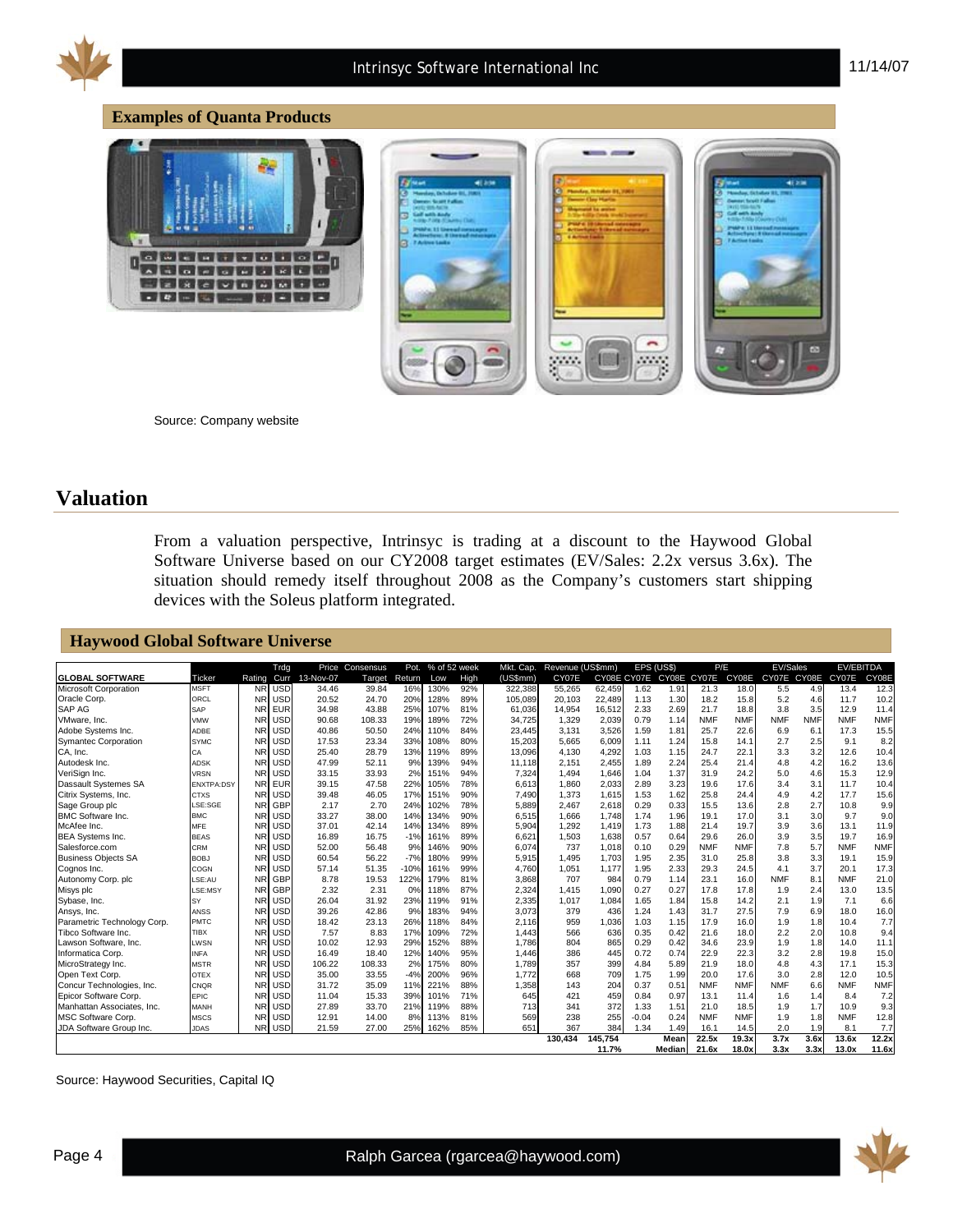## Examples of Quanta Products

Source: Company website

# Valuation

From a valuation perspective, Intrinsyc is trading at a discount to the Haywood Global Software Universe based on our CY2008 target estimates (EV/Sales: 2.2x versus 3.6x). The situation should remedy itself throughout 2008 as the Company's customers start shipping devices with the Soleus platform integrated.

## Haywood Global Software Universe

| GLOBAL SOFTWARE | Ticker | Rating | Trdg Curr | Price 13-Nov-07 | Consensus Target | Pot. Return | % of 52 week Low | % of 52 week High | Mkt. Cap. (US$mm) | Revenue (US$mm) CY07E | Revenue (US$mm) CY08E | EPS (US$) CY07E | EPS (US$) CY08E | P/E CY07E | P/E CY08E | EV/Sales CY07E | EV/Sales CY08E | EV/EBITDA CY07E | EV/EBITDA CY08E |
|---|---|---|---|---|---|---|---|---|---|---|---|---|---|---|---|---|---|---|---|
| Microsoft Corporation | MSFT | NR | USD | 34.46 | 39.84 | 16% | 130% | 92% | 322,388 | 55,265 | 62,459 | 1.62 | 1.91 | 21.3 | 18.0 | 5.5 | 4.9 | 13.4 | 12.3 |
| Oracle Corp. | ORCL | NR | USD | 20.52 | 24.70 | 20% | 128% | 89% | 105,089 | 20,103 | 22,489 | 1.13 | 1.30 | 18.2 | 15.8 | 5.2 | 4.6 | 11.7 | 10.2 |
| SAP AG | SAP | NR | EUR | 34.98 | 43.88 | 25% | 107% | 81% | 61,036 | 14,954 | 16,512 | 2.33 | 2.69 | 21.7 | 18.8 | 3.8 | 3.5 | 12.9 | 11.4 |
| VMware, Inc. | VMW | NR | USD | 90.68 | 108.33 | 19% | 189% | 72% | 34,725 | 1,329 | 2,039 | 0.79 | 1.14 | NMF | NMF | NMF | NMF | NMF | NMF |
| Adobe Systems Inc. | ADBE | NR | USD | 40.86 | 50.50 | 24% | 110% | 84% | 23,445 | 3,131 | 3,526 | 1.59 | 1.81 | 25.7 | 22.6 | 6.9 | 6.1 | 17.3 | 15.5 |
| Symantec Corporation | SYMC | NR | USD | 17.53 | 23.34 | 33% | 108% | 80% | 15,203 | 5,665 | 6,009 | 1.11 | 1.24 | 15.8 | 14.1 | 2.7 | 2.5 | 9.1 | 8.2 |
| CA, Inc. | CA | NR | USD | 25.40 | 28.79 | 13% | 119% | 89% | 13,096 | 4,130 | 4,292 | 1.03 | 1.15 | 24.7 | 22.1 | 3.3 | 3.2 | 12.6 | 10.4 |
| Autodesk Inc. | ADSK | NR | USD | 47.99 | 52.11 | 9% | 139% | 94% | 11,118 | 2,151 | 2,455 | 1.89 | 2.24 | 25.4 | 21.4 | 4.8 | 4.2 | 16.2 | 13.6 |
| VeriSign Inc. | VRSN | NR | USD | 33.15 | 33.93 | 2% | 151% | 94% | 7,324 | 1,494 | 1,646 | 1.04 | 1.37 | 31.9 | 24.2 | 5.0 | 4.6 | 15.3 | 12.9 |
| Dassault Systemes SA | ENXTPA:DSY | NR | EUR | 39.15 | 47.58 | 22% | 105% | 78% | 6,613 | 1,860 | 2,033 | 2.89 | 3.23 | 19.6 | 17.6 | 3.4 | 3.1 | 11.7 | 10.4 |
| Citrix Systems, Inc. | CTXS | NR | USD | 39.48 | 46.05 | 17% | 151% | 90% | 7,490 | 1,373 | 1,615 | 1.53 | 1.62 | 25.8 | 24.4 | 4.9 | 4.2 | 17.7 | 15.6 |
| Sage Group plc | LSE:SGE | NR | GBP | 2.17 | 2.70 | 24% | 102% | 78% | 5,889 | 2,467 | 2,618 | 0.29 | 0.33 | 15.5 | 13.6 | 2.8 | 2.7 | 10.8 | 9.9 |
| BMC Software Inc. | BMC | NR | USD | 33.27 | 38.00 | 14% | 134% | 90% | 6,515 | 1,666 | 1,748 | 1.74 | 1.96 | 19.1 | 17.0 | 3.1 | 3.0 | 9.7 | 9.0 |
| McAfee Inc. | MFE | NR | USD | 37.01 | 42.14 | 14% | 134% | 89% | 5,904 | 1,292 | 1,419 | 1.73 | 1.88 | 21.4 | 19.7 | 3.9 | 3.6 | 13.1 | 11.9 |
| BEA Systems Inc. | BEAS | NR | USD | 16.89 | 16.75 | -1% | 161% | 89% | 6,621 | 1,503 | 1,638 | 0.57 | 0.64 | 29.6 | 26.0 | 3.9 | 3.5 | 19.7 | 16.9 |
| Salesforce.com | CRM | NR | USD | 52.00 | 56.48 | 9% | 146% | 90% | 6,074 | 737 | 1,018 | 0.10 | 0.29 | NMF | NMF | 7.8 | 5.7 | NMF | NMF |
| Business Objects SA | BOBJ | NR | USD | 60.54 | 56.22 | -7% | 180% | 99% | 5,915 | 1,495 | 1,703 | 1.95 | 2.35 | 31.0 | 25.8 | 3.8 | 3.3 | 19.1 | 15.9 |
| Cognos Inc. | COGN | NR | USD | 57.14 | 51.35 | -10% | 161% | 99% | 4,760 | 1,051 | 1,177 | 1.95 | 2.33 | 29.3 | 24.5 | 4.1 | 3.7 | 20.1 | 17.3 |
| Autonomy Corp. plc | LSE:AU | NR | GBP | 8.78 | 19.53 | 122% | 179% | 81% | 3,868 | 707 | 984 | 0.79 | 1.14 | 23.1 | 16.0 | NMF | 8.1 | NMF | 21.0 |
| Misys plc | LSE:MSY | NR | GBP | 2.32 | 2.31 | 0% | 118% | 87% | 2,324 | 1,415 | 1,090 | 0.27 | 0.27 | 17.8 | 17.8 | 1.9 | 2.4 | 13.0 | 13.5 |
| Sybase, Inc. | SY | NR | USD | 26.04 | 31.92 | 23% | 119% | 91% | 2,335 | 1,017 | 1,084 | 1.65 | 1.84 | 15.8 | 14.2 | 2.1 | 1.9 | 7.1 | 6.6 |
| Ansys, Inc. | ANSS | NR | USD | 39.26 | 42.86 | 9% | 183% | 94% | 3,073 | 379 | 436 | 1.24 | 1.43 | 31.7 | 27.5 | 7.9 | 6.9 | 18.0 | 16.0 |
| Parametric Technology Corp. | PMTC | NR | USD | 18.42 | 23.13 | 26% | 118% | 84% | 2,116 | 959 | 1,036 | 1.03 | 1.15 | 17.9 | 16.0 | 1.9 | 1.8 | 10.4 | 7.7 |
| Tibco Software Inc. | TIBX | NR | USD | 7.57 | 8.83 | 17% | 109% | 72% | 1,443 | 566 | 636 | 0.35 | 0.42 | 21.6 | 18.0 | 2.2 | 2.0 | 10.8 | 9.4 |
| Lawson Software, Inc. | LWSN | NR | USD | 10.02 | 12.93 | 29% | 152% | 88% | 1,786 | 804 | 865 | 0.29 | 0.42 | 34.6 | 23.9 | 1.9 | 1.8 | 14.0 | 11.1 |
| Informatica Corp. | INFA | NR | USD | 16.49 | 18.40 | 12% | 140% | 95% | 1,446 | 386 | 445 | 0.72 | 0.74 | 22.9 | 22.3 | 3.2 | 2.8 | 19.8 | 15.0 |
| MicroStrategy Inc. | MSTR | NR | USD | 106.22 | 108.33 | 2% | 175% | 80% | 1,789 | 357 | 399 | 4.84 | 5.89 | 21.9 | 18.0 | 4.8 | 4.3 | 17.1 | 15.3 |
| Open Text Corp. | OTEX | NR | USD | 35.00 | 33.55 | -4% | 200% | 96% | 1,772 | 668 | 709 | 1.75 | 1.99 | 20.0 | 17.6 | 3.0 | 2.8 | 12.0 | 10.5 |
| Concur Technologies, Inc. | CNQR | NR | USD | 31.72 | 35.09 | 11% | 221% | 88% | 1,358 | 143 | 204 | 0.37 | 0.51 | NMF | NMF | NMF | 6.6 | NMF | NMF |
| Epicor Software Corp. | EPIC | NR | USD | 11.04 | 15.33 | 39% | 101% | 71% | 645 | 421 | 459 | 0.84 | 0.97 | 13.1 | 11.4 | 1.6 | 1.4 | 8.4 | 7.2 |
| Manhattan Associates, Inc. | MANH | NR | USD | 27.89 | 33.70 | 21% | 119% | 88% | 713 | 341 | 372 | 1.33 | 1.51 | 21.0 | 18.5 | 1.9 | 1.7 | 10.9 | 9.3 |
| MSC Software Corp. | MSCS | NR | USD | 12.91 | 14.00 | 8% | 113% | 81% | 569 | 238 | 255 | -0.04 | 0.24 | NMF | NMF | 1.9 | 1.8 | NMF | 12.8 |
| JDA Software Group Inc. | JDAS | NR | USD | 21.59 | 27.00 | 25% | 162% | 85% | 651 | 367 | 384 | 1.34 | 1.49 | 16.1 | 14.5 | 2.0 | 1.9 | 8.1 | 7.7 |
| | | | | | | | | | | 130,434 | 145,754 | | Mean | 22.5x | 19.3x | 3.7x | 3.6x | 13.6x | 12.2x |
| | | | | | | | | | | | 11.7% | | Median | 21.6x | 18.0x | 3.3x | 3.3x | 13.0x | 11.6x |

Source: Haywood Securities, Capital IQ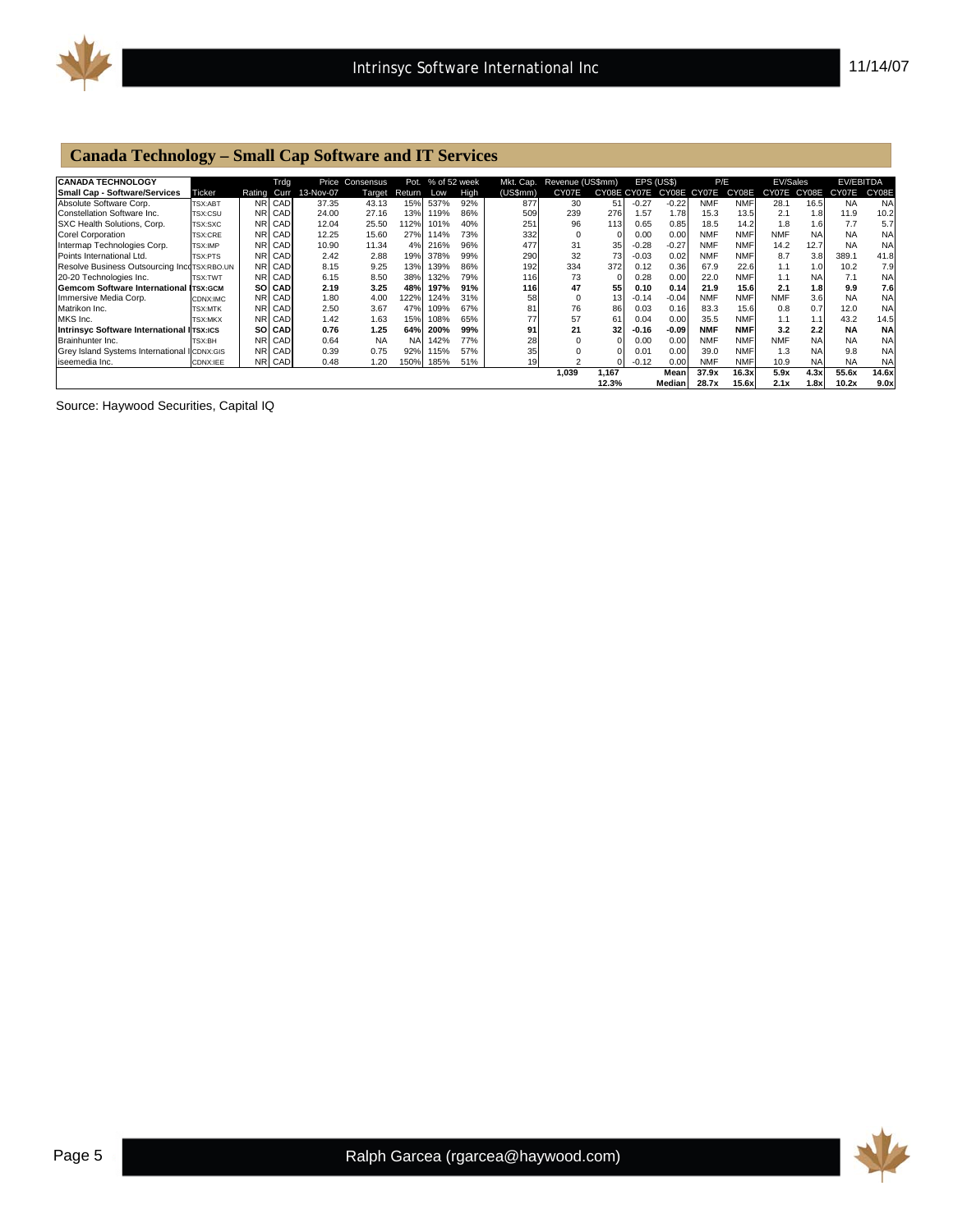## Canada Technology – Small Cap Software and IT Services

| CANADA TECHNOLOGY | | | Trdg | Price | Consensus | Pot. | % of 52 week | | Mkt. Cap. | Revenue (US$mm) | | EPS (US$) | | P/E | | EV/Sales | | EV/EBITDA | |
|---|---|---|---|---|---|---|---|---|---|---|---|---|---|---|---|---|---|---|---|
| **Small Cap - Software/Services** | Ticker | Rating | Curr | 13-Nov-07 | Target | Return | Low | High | (US$mm) | CY07E | CY08E | CY07E | CY08E | CY07E | CY08E | CY07E | CY08E | CY07E | CY08E |
| Absolute Software Corp. | TSX:ABT | NR | CAD | 37.35 | 43.13 | 15% | 537% | 92% | 877 | 30 | 51 | -0.27 | -0.22 | NMF | NMF | 28.1 | 16.5 | NA | NA |
| Constellation Software Inc. | TSX:CSU | NR | CAD | 24.00 | 27.16 | 13% | 119% | 86% | 509 | 239 | 276 | 1.57 | 1.78 | 15.3 | 13.5 | 2.1 | 1.8 | 11.9 | 10.2 |
| SXC Health Solutions, Corp. | TSX:SXC | NR | CAD | 12.04 | 25.50 | 112% | 101% | 40% | 251 | 96 | 113 | 0.65 | 0.85 | 18.5 | 14.2 | 1.8 | 1.6 | 7.7 | 5.7 |
| Corel Corporation | TSX:CRE | NR | CAD | 12.25 | 15.60 | 27% | 114% | 73% | 332 | 0 | 0 | 0.00 | 0.00 | NMF | NMF | NMF | NA | NA | NA |
| Intermap Technologies Corp. | TSX:IMP | NR | CAD | 10.90 | 11.34 | 4% | 216% | 96% | 477 | 31 | 35 | -0.28 | -0.27 | NMF | NMF | 14.2 | 12.7 | NA | NA |
| Points International Ltd. | TSX:PTS | NR | CAD | 2.42 | 2.88 | 19% | 378% | 99% | 290 | 32 | 73 | -0.03 | 0.02 | NMF | NMF | 8.7 | 3.8 | 389.1 | 41.8 |
| Resolve Business Outsourcing Inco | TSX:RBO.UN | NR | CAD | 8.15 | 9.25 | 13% | 139% | 86% | 192 | 334 | 372 | 0.12 | 0.36 | 67.9 | 22.6 | 1.1 | 1.0 | 10.2 | 7.9 |
| 20-20 Technologies Inc. | TSX:TWT | NR | CAD | 6.15 | 8.50 | 38% | 132% | 79% | 116 | 73 | 0 | 0.28 | 0.00 | 22.0 | NMF | 1.1 | NA | 7.1 | NA |
| **Gemcom Software International I** | **TSX:GCM** | **SO** | **CAD** | **2.19** | **3.25** | **48%** | **197%** | **91%** | **116** | **47** | **55** | **0.10** | **0.14** | **21.9** | **15.6** | **2.1** | **1.8** | **9.9** | **7.6** |
| Immersive Media Corp. | CDNX:IMC | NR | CAD | 1.80 | 4.00 | 122% | 124% | 31% | 58 | 0 | 13 | -0.14 | -0.04 | NMF | NMF | NMF | 3.6 | NA | NA |
| Matrikon Inc. | TSX:MTK | NR | CAD | 2.50 | 3.67 | 47% | 109% | 67% | 81 | 76 | 86 | 0.03 | 0.16 | 83.3 | 15.6 | 0.8 | 0.7 | 12.0 | NA |
| MKS Inc. | TSX:MKX | NR | CAD | 1.42 | 1.63 | 15% | 108% | 65% | 77 | 57 | 61 | 0.04 | 0.00 | 35.5 | NMF | 1.1 | 1.1 | 43.2 | 14.5 |
| **Intrinsyc Software International I** | **TSX:ICS** | **SO** | **CAD** | **0.76** | **1.25** | **64%** | **200%** | **99%** | **91** | **21** | **32** | **-0.16** | **-0.09** | **NMF** | **NMF** | **3.2** | **2.2** | **NA** | **NA** |
| Brainhunter Inc. | TSX:BH | NR | CAD | 0.64 | NA | NA | 142% | 77% | 28 | 0 | 0 | 0.00 | 0.00 | NMF | NMF | NMF | NA | NA | NA |
| Grey Island Systems International I | CDNX:GIS | NR | CAD | 0.39 | 0.75 | 92% | 115% | 57% | 35 | 0 | 0 | 0.01 | 0.00 | 39.0 | NMF | 1.3 | NA | 9.8 | NA |
| iseemedia Inc. | CDNX:IEE | NR | CAD | 0.48 | 1.20 | 150% | 185% | 51% | 19 | 2 | 0 | -0.12 | 0.00 | NMF | NMF | 10.9 | NA | NA | NA |
| | | | | | | | | | | **1,039** | **1,167** | | **Mean** | **37.9x** | **16.3x** | **5.9x** | **4.3x** | **55.6x** | **14.6x** |
| | | | | | | | | | | | **12.3%** | | **Median** | **28.7x** | **15.6x** | **2.1x** | **1.8x** | **10.2x** | **9.0x** |

Source: Haywood Securities, Capital IQ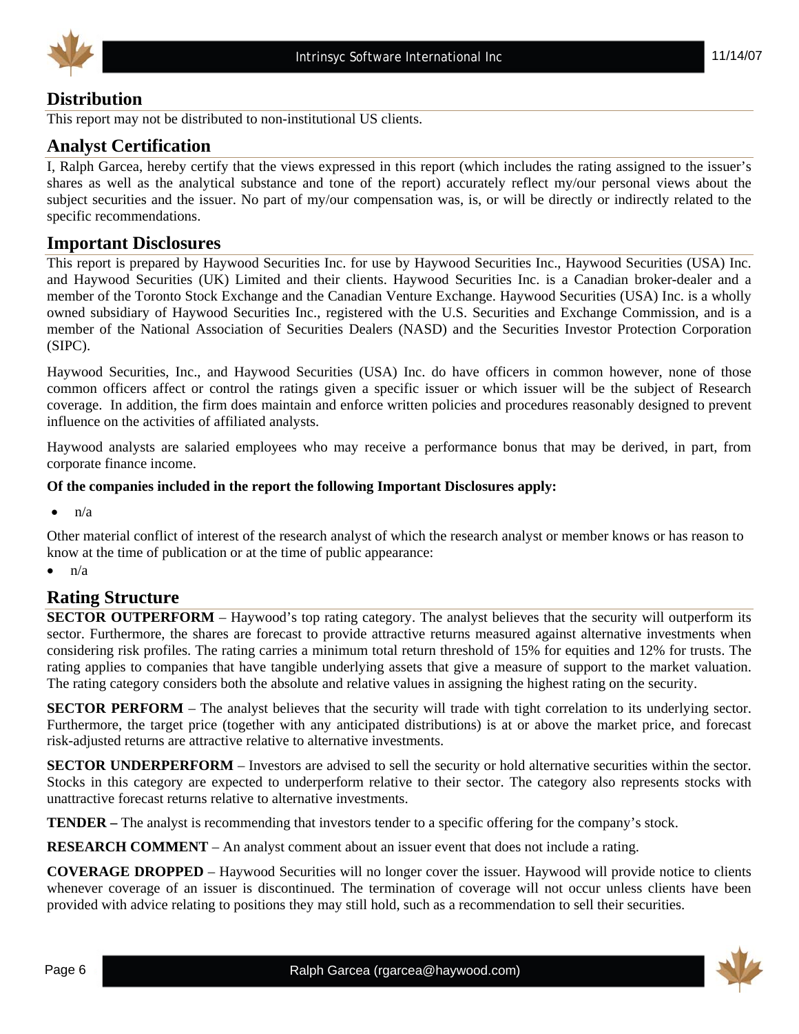## Distribution

This report may not be distributed to non-institutional US clients.

## Analyst Certification

I, Ralph Garcea, hereby certify that the views expressed in this report (which includes the rating assigned to the issuer's shares as well as the analytical substance and tone of the report) accurately reflect my/our personal views about the subject securities and the issuer. No part of my/our compensation was, is, or will be directly or indirectly related to the specific recommendations.

## Important Disclosures

This report is prepared by Haywood Securities Inc. for use by Haywood Securities Inc., Haywood Securities (USA) Inc. and Haywood Securities (UK) Limited and their clients. Haywood Securities Inc. is a Canadian broker-dealer and a member of the Toronto Stock Exchange and the Canadian Venture Exchange. Haywood Securities (USA) Inc. is a wholly owned subsidiary of Haywood Securities Inc., registered with the U.S. Securities and Exchange Commission, and is a member of the National Association of Securities Dealers (NASD) and the Securities Investor Protection Corporation (SIPC).

Haywood Securities, Inc., and Haywood Securities (USA) Inc. do have officers in common however, none of those common officers affect or control the ratings given a specific issuer or which issuer will be the subject of Research coverage. In addition, the firm does maintain and enforce written policies and procedures reasonably designed to prevent influence on the activities of affiliated analysts.

Haywood analysts are salaried employees who may receive a performance bonus that may be derived, in part, from corporate finance income.

**Of the companies included in the report the following Important Disclosures apply:**

- n/a

Other material conflict of interest of the research analyst of which the research analyst or member knows or has reason to know at the time of publication or at the time of public appearance:

- n/a

## Rating Structure

**SECTOR OUTPERFORM** – Haywood's top rating category. The analyst believes that the security will outperform its sector. Furthermore, the shares are forecast to provide attractive returns measured against alternative investments when considering risk profiles. The rating carries a minimum total return threshold of 15% for equities and 12% for trusts. The rating applies to companies that have tangible underlying assets that give a measure of support to the market valuation. The rating category considers both the absolute and relative values in assigning the highest rating on the security.

**SECTOR PERFORM** – The analyst believes that the security will trade with tight correlation to its underlying sector. Furthermore, the target price (together with any anticipated distributions) is at or above the market price, and forecast risk-adjusted returns are attractive relative to alternative investments.

**SECTOR UNDERPERFORM** – Investors are advised to sell the security or hold alternative securities within the sector. Stocks in this category are expected to underperform relative to their sector. The category also represents stocks with unattractive forecast returns relative to alternative investments.

**TENDER –** The analyst is recommending that investors tender to a specific offering for the company's stock.

**RESEARCH COMMENT** – An analyst comment about an issuer event that does not include a rating.

**COVERAGE DROPPED** – Haywood Securities will no longer cover the issuer. Haywood will provide notice to clients whenever coverage of an issuer is discontinued. The termination of coverage will not occur unless clients have been provided with advice relating to positions they may still hold, such as a recommendation to sell their securities.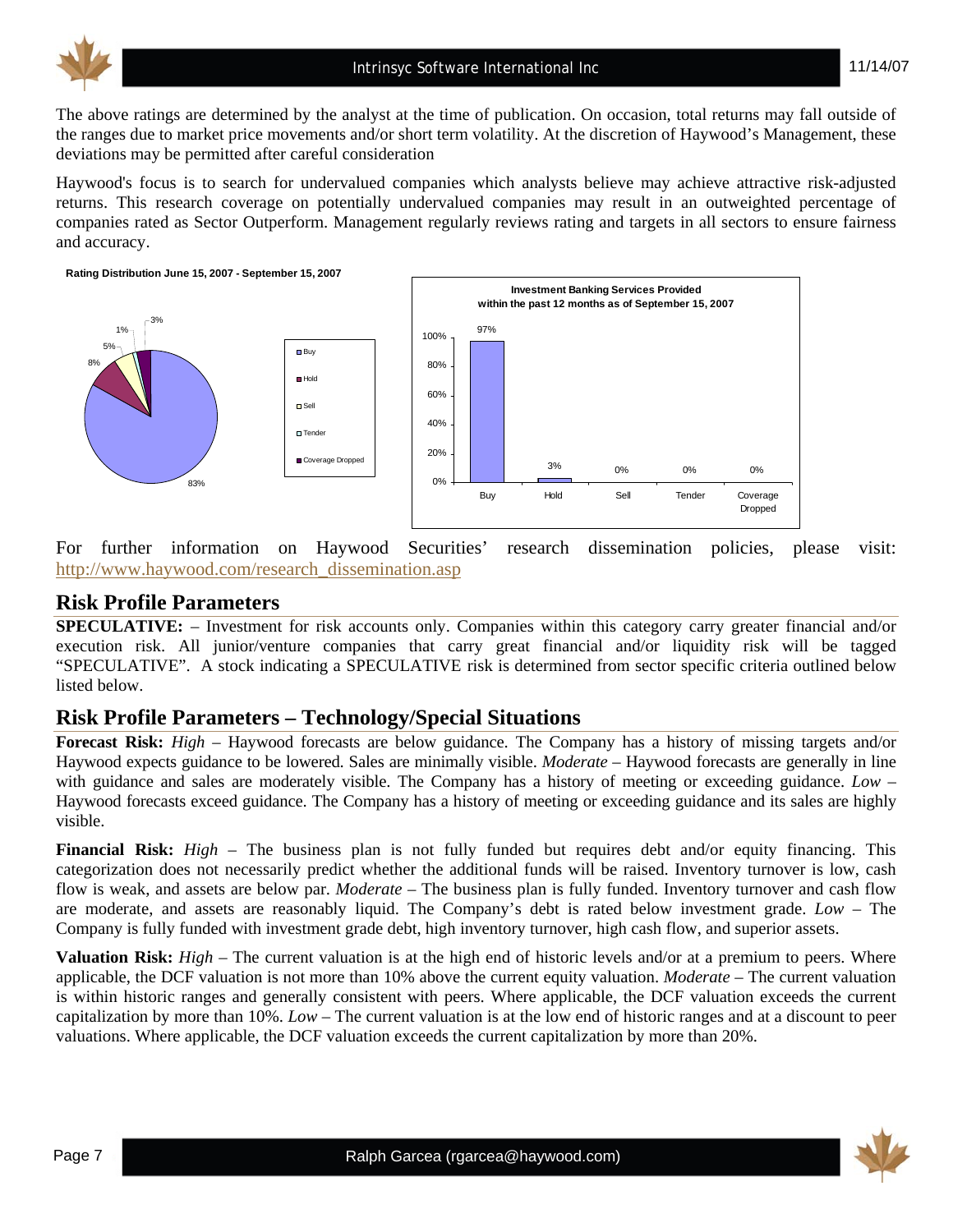The above ratings are determined by the analyst at the time of publication. On occasion, total returns may fall outside of the ranges due to market price movements and/or short term volatility. At the discretion of Haywood's Management, these deviations may be permitted after careful consideration

Haywood's focus is to search for undervalued companies which analysts believe may achieve attractive risk-adjusted returns. This research coverage on potentially undervalued companies may result in an outweighted percentage of companies rated as Sector Outperform. Management regularly reviews rating and targets in all sectors to ensure fairness and accuracy.

**Rating Distribution June 15, 2007 - September 15, 2007**

| Rating | Distribution |
| --- | --- |
| Buy | 83% |
| Hold | 8% |
| Sell | 5% |
| Tender | 1% |
| Coverage Dropped | 3% |

**Investment Banking Services Provided within the past 12 months as of September 15, 2007**

| Rating | Percentage |
| --- | --- |
| Buy | 97% |
| Hold | 3% |
| Sell | 0% |
| Tender | 0% |
| Coverage Dropped | 0% |

For further information on Haywood Securities' research dissemination policies, please visit: http://www.haywood.com/research_dissemination.asp

## Risk Profile Parameters

**SPECULATIVE:** – Investment for risk accounts only. Companies within this category carry greater financial and/or execution risk. All junior/venture companies that carry great financial and/or liquidity risk will be tagged "SPECULATIVE". A stock indicating a SPECULATIVE risk is determined from sector specific criteria outlined below listed below.

## Risk Profile Parameters – Technology/Special Situations

**Forecast Risk:** *High* – Haywood forecasts are below guidance. The Company has a history of missing targets and/or Haywood expects guidance to be lowered. Sales are minimally visible. *Moderate* – Haywood forecasts are generally in line with guidance and sales are moderately visible. The Company has a history of meeting or exceeding guidance. *Low* – Haywood forecasts exceed guidance. The Company has a history of meeting or exceeding guidance and its sales are highly visible.

**Financial Risk:** *High* – The business plan is not fully funded but requires debt and/or equity financing. This categorization does not necessarily predict whether the additional funds will be raised. Inventory turnover is low, cash flow is weak, and assets are below par. *Moderate* – The business plan is fully funded. Inventory turnover and cash flow are moderate, and assets are reasonably liquid. The Company's debt is rated below investment grade. *Low* – The Company is fully funded with investment grade debt, high inventory turnover, high cash flow, and superior assets.

**Valuation Risk:** *High* – The current valuation is at the high end of historic levels and/or at a premium to peers. Where applicable, the DCF valuation is not more than 10% above the current equity valuation. *Moderate* – The current valuation is within historic ranges and generally consistent with peers. Where applicable, the DCF valuation exceeds the current capitalization by more than 10%. *Low* – The current valuation is at the low end of historic ranges and at a discount to peer valuations. Where applicable, the DCF valuation exceeds the current capitalization by more than 20%.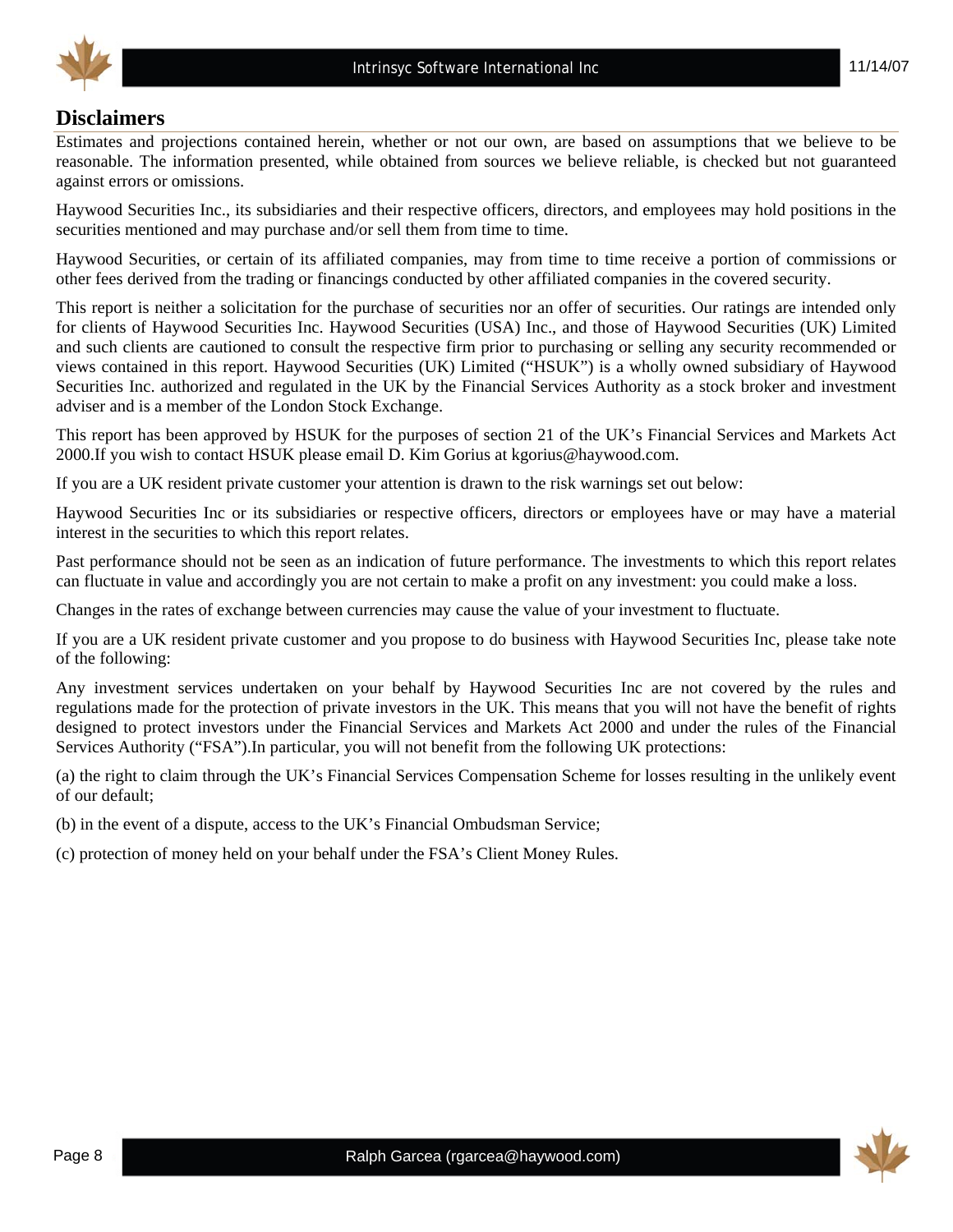## Disclaimers

Estimates and projections contained herein, whether or not our own, are based on assumptions that we believe to be reasonable. The information presented, while obtained from sources we believe reliable, is checked but not guaranteed against errors or omissions.

Haywood Securities Inc., its subsidiaries and their respective officers, directors, and employees may hold positions in the securities mentioned and may purchase and/or sell them from time to time.

Haywood Securities, or certain of its affiliated companies, may from time to time receive a portion of commissions or other fees derived from the trading or financings conducted by other affiliated companies in the covered security.

This report is neither a solicitation for the purchase of securities nor an offer of securities. Our ratings are intended only for clients of Haywood Securities Inc. Haywood Securities (USA) Inc., and those of Haywood Securities (UK) Limited and such clients are cautioned to consult the respective firm prior to purchasing or selling any security recommended or views contained in this report. Haywood Securities (UK) Limited ("HSUK") is a wholly owned subsidiary of Haywood Securities Inc. authorized and regulated in the UK by the Financial Services Authority as a stock broker and investment adviser and is a member of the London Stock Exchange.

This report has been approved by HSUK for the purposes of section 21 of the UK's Financial Services and Markets Act 2000.If you wish to contact HSUK please email D. Kim Gorius at kgorius@haywood.com.

If you are a UK resident private customer your attention is drawn to the risk warnings set out below:

Haywood Securities Inc or its subsidiaries or respective officers, directors or employees have or may have a material interest in the securities to which this report relates.

Past performance should not be seen as an indication of future performance. The investments to which this report relates can fluctuate in value and accordingly you are not certain to make a profit on any investment: you could make a loss.

Changes in the rates of exchange between currencies may cause the value of your investment to fluctuate.

If you are a UK resident private customer and you propose to do business with Haywood Securities Inc, please take note of the following:

Any investment services undertaken on your behalf by Haywood Securities Inc are not covered by the rules and regulations made for the protection of private investors in the UK. This means that you will not have the benefit of rights designed to protect investors under the Financial Services and Markets Act 2000 and under the rules of the Financial Services Authority ("FSA").In particular, you will not benefit from the following UK protections:

(a) the right to claim through the UK's Financial Services Compensation Scheme for losses resulting in the unlikely event of our default;

(b) in the event of a dispute, access to the UK's Financial Ombudsman Service;

(c) protection of money held on your behalf under the FSA's Client Money Rules.